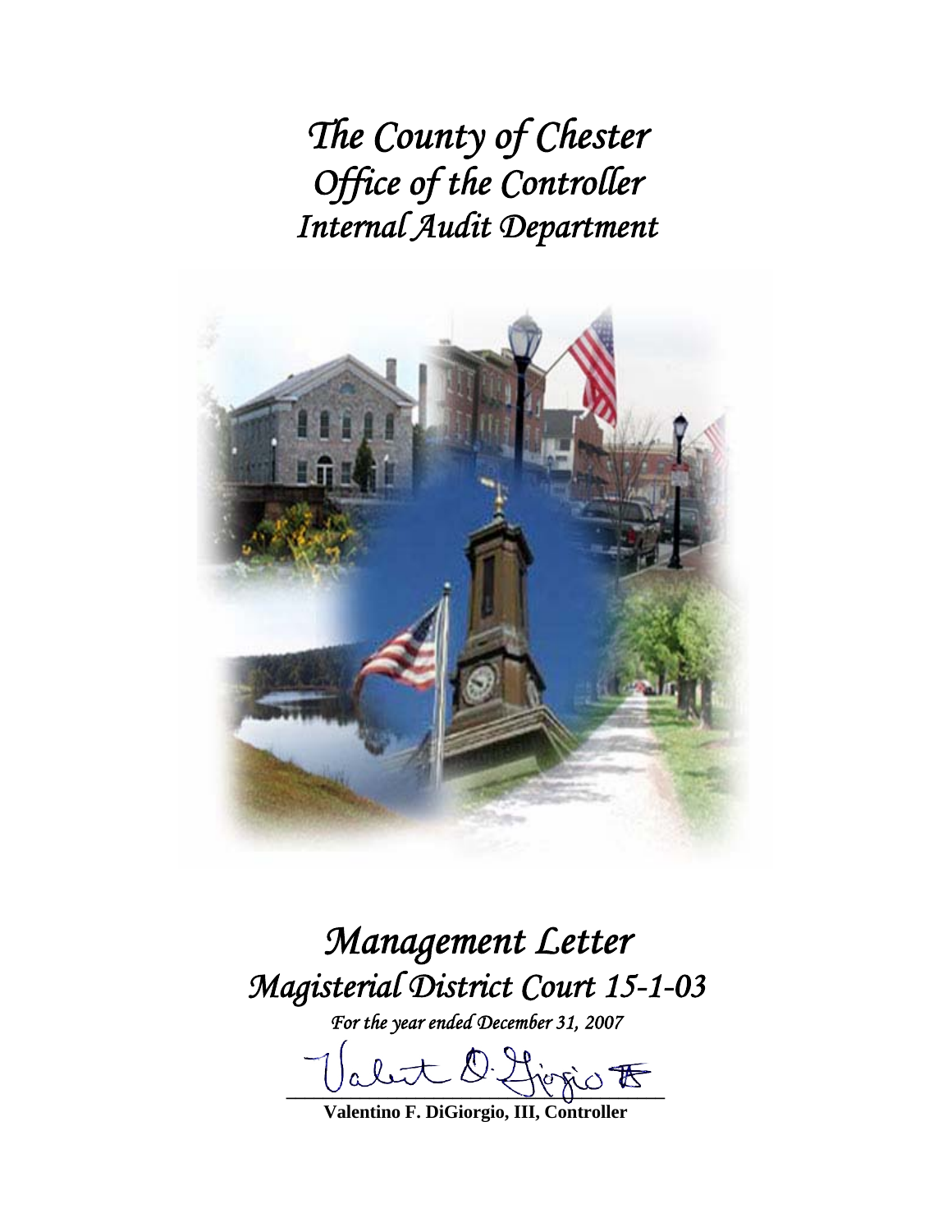# *The County of Chester*
# *Office of the Controller*
# *Internal Audit Department*

# *Management Letter*
# *Magisterial District Court 15-1-03*

*For the year ended December 31, 2007*

**Valentino F. DiGiorgio, III, Controller**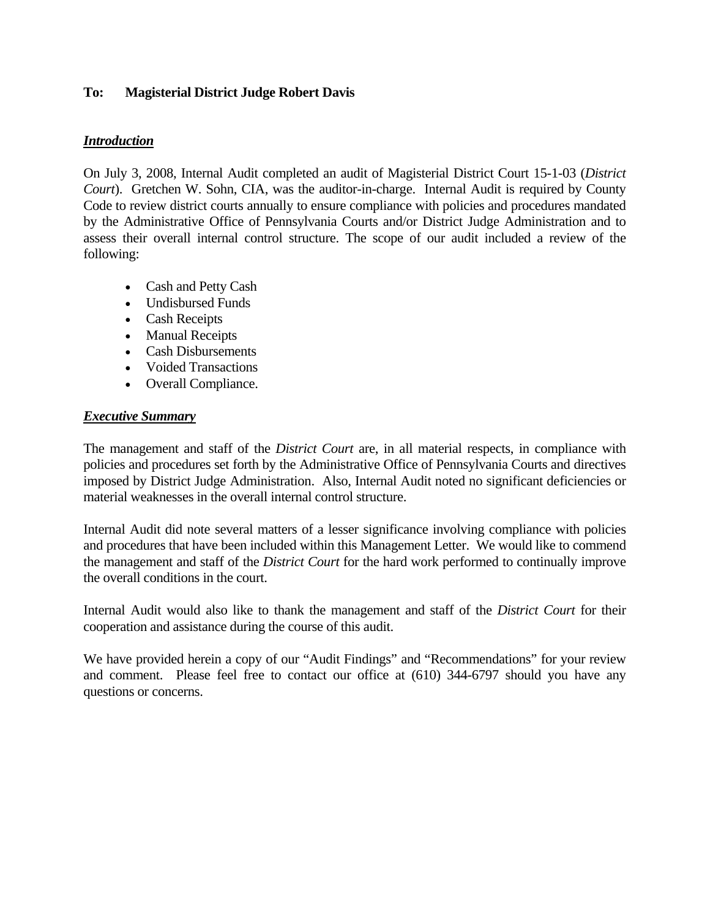**To: Magisterial District Judge Robert Davis**

***Introduction***

On July 3, 2008, Internal Audit completed an audit of Magisterial District Court 15-1-03 (*District Court*). Gretchen W. Sohn, CIA, was the auditor-in-charge. Internal Audit is required by County Code to review district courts annually to ensure compliance with policies and procedures mandated by the Administrative Office of Pennsylvania Courts and/or District Judge Administration and to assess their overall internal control structure. The scope of our audit included a review of the following:

- Cash and Petty Cash
- Undisbursed Funds
- Cash Receipts
- Manual Receipts
- Cash Disbursements
- Voided Transactions
- Overall Compliance.

***Executive Summary***

The management and staff of the *District Court* are, in all material respects, in compliance with policies and procedures set forth by the Administrative Office of Pennsylvania Courts and directives imposed by District Judge Administration. Also, Internal Audit noted no significant deficiencies or material weaknesses in the overall internal control structure.

Internal Audit did note several matters of a lesser significance involving compliance with policies and procedures that have been included within this Management Letter. We would like to commend the management and staff of the *District Court* for the hard work performed to continually improve the overall conditions in the court.

Internal Audit would also like to thank the management and staff of the *District Court* for their cooperation and assistance during the course of this audit.

We have provided herein a copy of our "Audit Findings" and "Recommendations" for your review and comment. Please feel free to contact our office at (610) 344-6797 should you have any questions or concerns.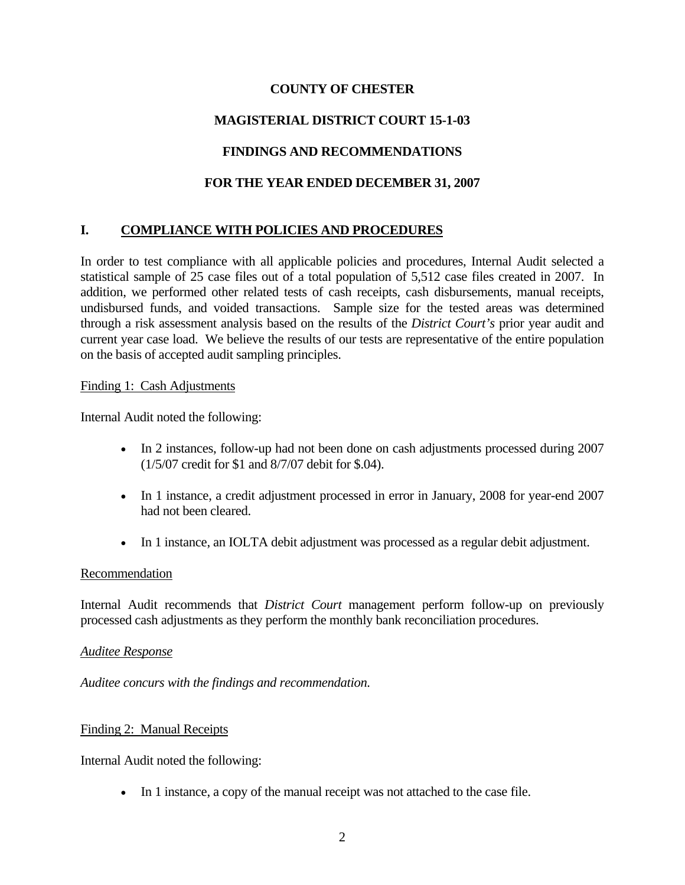**COUNTY OF CHESTER**

**MAGISTERIAL DISTRICT COURT 15-1-03**

**FINDINGS AND RECOMMENDATIONS**

**FOR THE YEAR ENDED DECEMBER 31, 2007**

## I. COMPLIANCE WITH POLICIES AND PROCEDURES

In order to test compliance with all applicable policies and procedures, Internal Audit selected a statistical sample of 25 case files out of a total population of 5,512 case files created in 2007. In addition, we performed other related tests of cash receipts, cash disbursements, manual receipts, undisbursed funds, and voided transactions. Sample size for the tested areas was determined through a risk assessment analysis based on the results of the *District Court's* prior year audit and current year case load. We believe the results of our tests are representative of the entire population on the basis of accepted audit sampling principles.

Finding 1: Cash Adjustments

Internal Audit noted the following:

- In 2 instances, follow-up had not been done on cash adjustments processed during 2007 (1/5/07 credit for $1 and 8/7/07 debit for $.04).
- In 1 instance, a credit adjustment processed in error in January, 2008 for year-end 2007 had not been cleared.
- In 1 instance, an IOLTA debit adjustment was processed as a regular debit adjustment.

Recommendation

Internal Audit recommends that *District Court* management perform follow-up on previously processed cash adjustments as they perform the monthly bank reconciliation procedures.

*Auditee Response*

*Auditee concurs with the findings and recommendation.*

Finding 2: Manual Receipts

Internal Audit noted the following:

- In 1 instance, a copy of the manual receipt was not attached to the case file.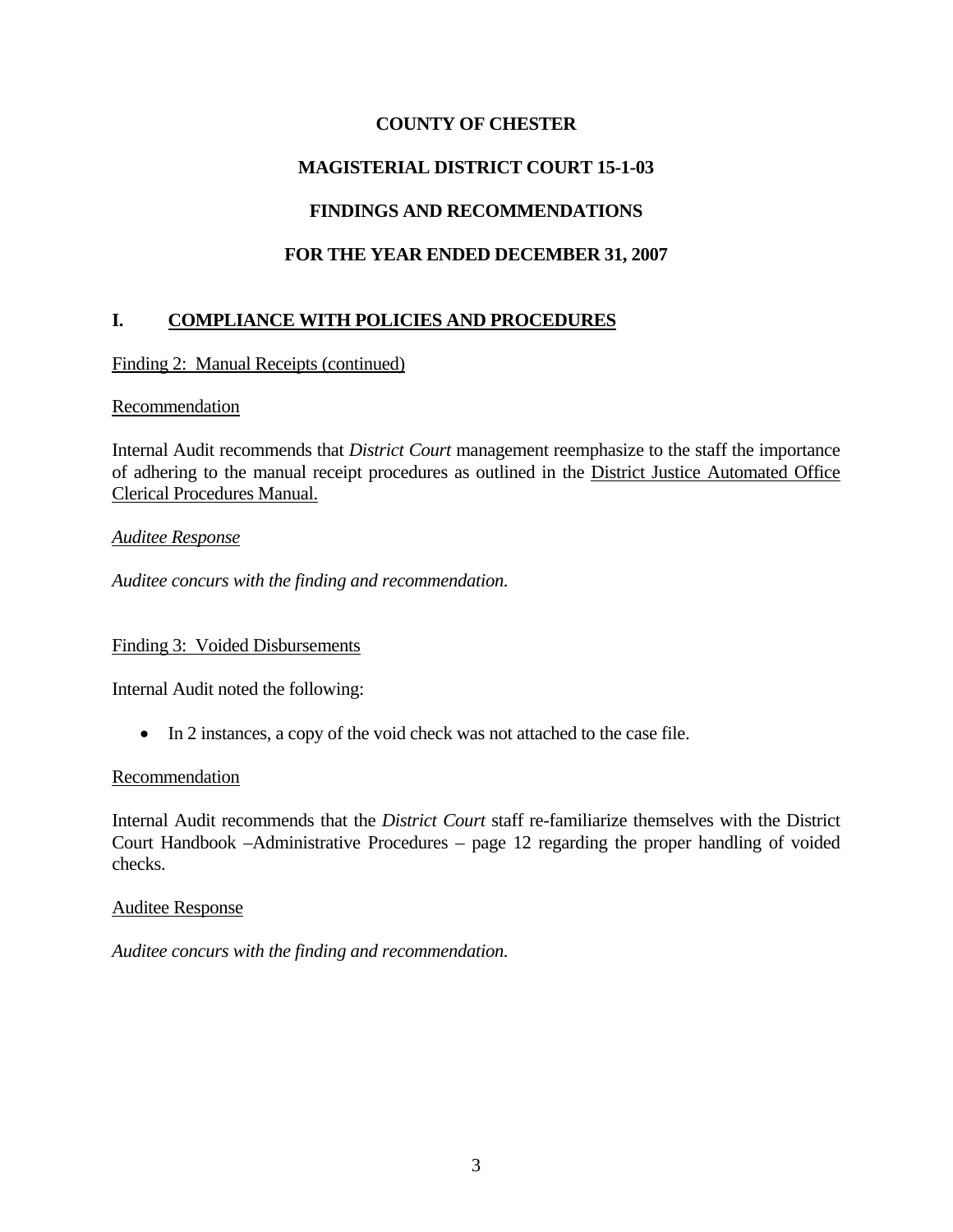**COUNTY OF CHESTER**

**MAGISTERIAL DISTRICT COURT 15-1-03**

**FINDINGS AND RECOMMENDATIONS**

**FOR THE YEAR ENDED DECEMBER 31, 2007**

## I. COMPLIANCE WITH POLICIES AND PROCEDURES

Finding 2: Manual Receipts (continued)

Recommendation

Internal Audit recommends that *District Court* management reemphasize to the staff the importance of adhering to the manual receipt procedures as outlined in the District Justice Automated Office Clerical Procedures Manual.

*Auditee Response*

*Auditee concurs with the finding and recommendation.*

Finding 3: Voided Disbursements

Internal Audit noted the following:

- In 2 instances, a copy of the void check was not attached to the case file.

Recommendation

Internal Audit recommends that the *District Court* staff re-familiarize themselves with the District Court Handbook –Administrative Procedures – page 12 regarding the proper handling of voided checks.

Auditee Response

*Auditee concurs with the finding and recommendation.*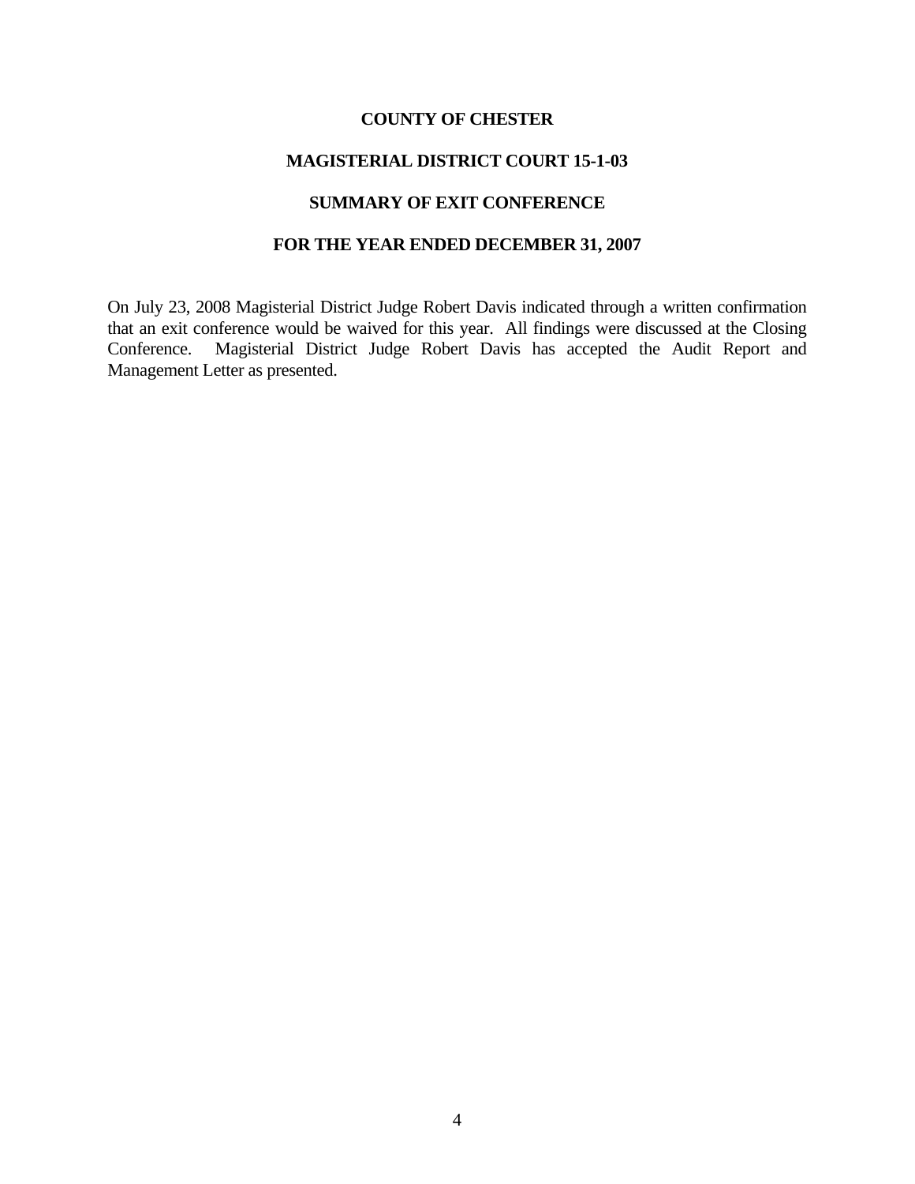**COUNTY OF CHESTER**

**MAGISTERIAL DISTRICT COURT 15-1-03**

**SUMMARY OF EXIT CONFERENCE**

**FOR THE YEAR ENDED DECEMBER 31, 2007**

On July 23, 2008 Magisterial District Judge Robert Davis indicated through a written confirmation that an exit conference would be waived for this year. All findings were discussed at the Closing Conference. Magisterial District Judge Robert Davis has accepted the Audit Report and Management Letter as presented.